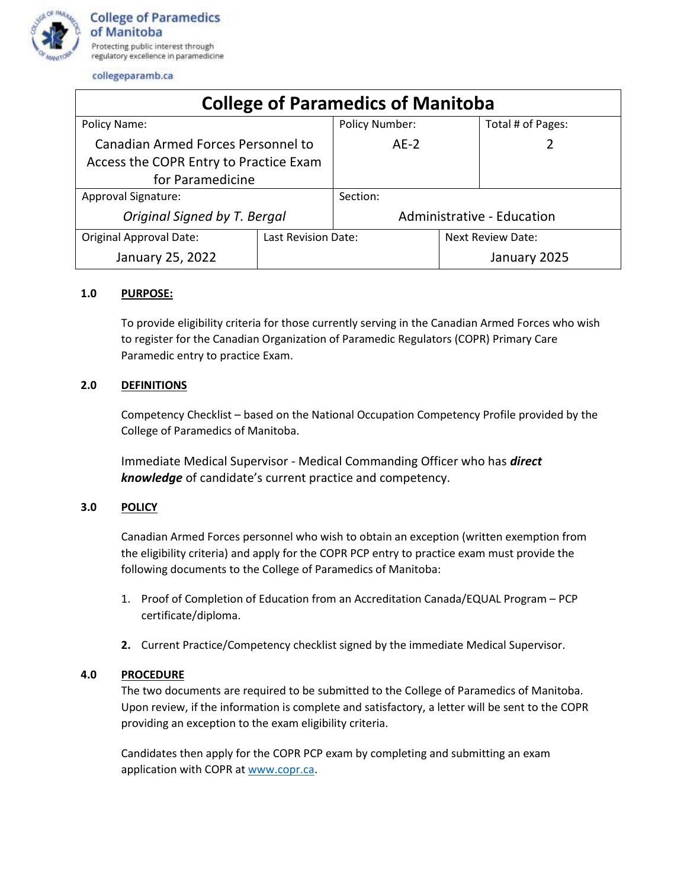College of Paramedics of Manitoba

Protecting public interest through regulatory excellence in paramedicine

collegeparamb.ca

| College of Paramedics of Manitoba | | |
|---|---|---|
| Policy Name: Canadian Armed Forces Personnel to Access the COPR Entry to Practice Exam for Paramedicine | Policy Number: AE-2 | Total # of Pages: 2 |
| Approval Signature: *Original Signed by T. Bergal* | Section: Administrative - Education | |
| Original Approval Date: January 25, 2022 | Last Revision Date: | Next Review Date: January 2025 |

## 1.0 PURPOSE:

To provide eligibility criteria for those currently serving in the Canadian Armed Forces who wish to register for the Canadian Organization of Paramedic Regulators (COPR) Primary Care Paramedic entry to practice Exam.

## 2.0 DEFINITIONS

Competency Checklist – based on the National Occupation Competency Profile provided by the College of Paramedics of Manitoba.

Immediate Medical Supervisor - Medical Commanding Officer who has ***direct knowledge*** of candidate's current practice and competency.

## 3.0 POLICY

Canadian Armed Forces personnel who wish to obtain an exception (written exemption from the eligibility criteria) and apply for the COPR PCP entry to practice exam must provide the following documents to the College of Paramedics of Manitoba:

1. Proof of Completion of Education from an Accreditation Canada/EQUAL Program – PCP certificate/diploma.
2. Current Practice/Competency checklist signed by the immediate Medical Supervisor.

## 4.0 PROCEDURE

The two documents are required to be submitted to the College of Paramedics of Manitoba. Upon review, if the information is complete and satisfactory, a letter will be sent to the COPR providing an exception to the exam eligibility criteria.

Candidates then apply for the COPR PCP exam by completing and submitting an exam application with COPR at www.copr.ca.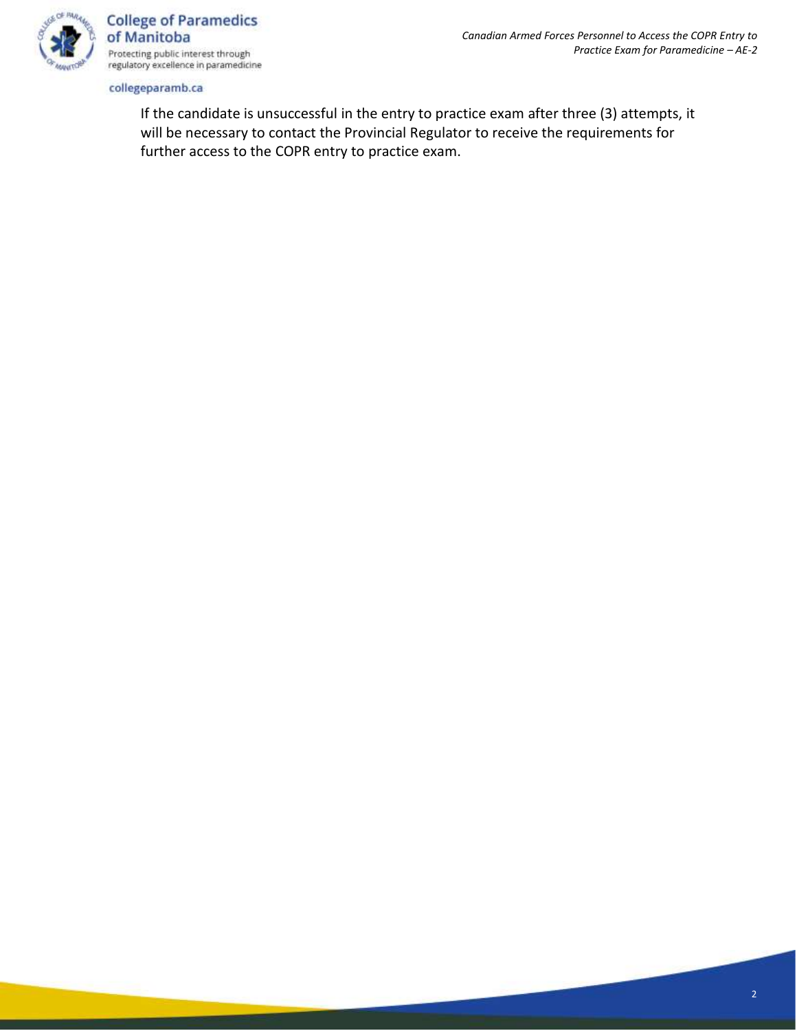If the candidate is unsuccessful in the entry to practice exam after three (3) attempts, it will be necessary to contact the Provincial Regulator to receive the requirements for further access to the COPR entry to practice exam.